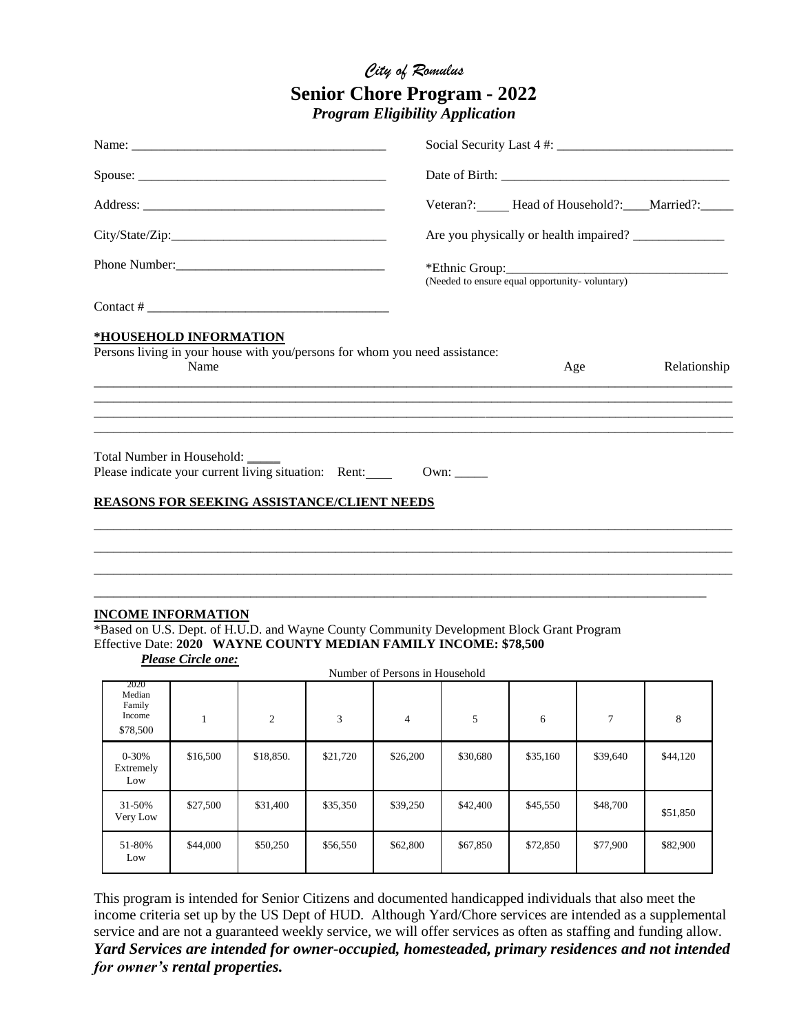*City of Romulus*

# Senior Chore Program - 2022

***Program Eligibility Application***

Name: ______________________________________

Social Security Last 4 #: ___________________________

Spouse: ______________________________________

Date of Birth: ___________________________________

Address: ______________________________________

Veteran?:_____ Head of Household?:____Married?:_____

City/State/Zip:_________________________________

Are you physically or health impaired? ______________

Phone Number:_________________________________

*Ethnic Group:_________________________________
(Needed to ensure equal opportunity- voluntary)

Contact # ____________________________________

**\*HOUSEHOLD INFORMATION**

Persons living in your house with you/persons for whom you need assistance:

| Name | Age | Relationship |
|---|---|---|
| | | |
| | | |
| | | |
| | | |

Total Number in Household: _____

Please indicate your current living situation: Rent:____ Own: _____

**REASONS FOR SEEKING ASSISTANCE/CLIENT NEEDS**

_____________________________________________________________________________

_____________________________________________________________________________

_____________________________________________________________________________

_____________________________________________________________________________

**INCOME INFORMATION**

*Based on U.S. Dept. of H.U.D. and Wayne County Community Development Block Grant Program

Effective Date: **2020 WAYNE COUNTY MEDIAN FAMILY INCOME: $78,500**

***Please Circle one:***

Number of Persons in Household

| 2020 Median Family Income $78,500 | 1 | 2 | 3 | 4 | 5 | 6 | 7 | 8 |
|---|---|---|---|---|---|---|---|---|
| 0-30% Extremely Low | $16,500 | $18,850. | $21,720 | $26,200 | $30,680 | $35,160 | $39,640 | $44,120 |
| 31-50% Very Low | $27,500 | $31,400 | $35,350 | $39,250 | $42,400 | $45,550 | $48,700 | $51,850 |
| 51-80% Low | $44,000 | $50,250 | $56,550 | $62,800 | $67,850 | $72,850 | $77,900 | $82,900 |

This program is intended for Senior Citizens and documented handicapped individuals that also meet the income criteria set up by the US Dept of HUD. Although Yard/Chore services are intended as a supplemental service and are not a guaranteed weekly service, we will offer services as often as staffing and funding allow. ***Yard Services are intended for owner-occupied, homesteaded, primary residences and not intended for owner's rental properties.***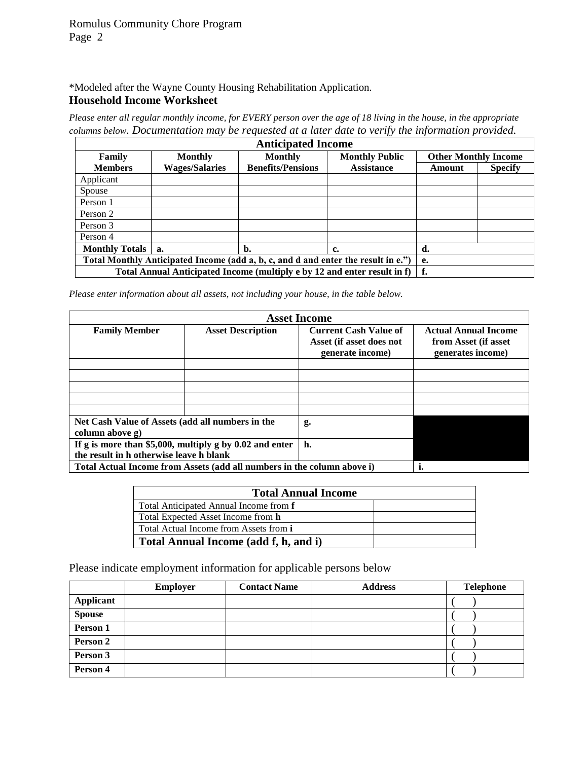\*Modeled after the Wayne County Housing Rehabilitation Application.

**Household Income Worksheet**

*Please enter all regular monthly income, for EVERY person over the age of 18 living in the house, in the appropriate columns below. Documentation may be requested at a later date to verify the information provided.*

| Anticipated Income | | | | | |
|---|---|---|---|---|---|
| **Family Members** | **Monthly Wages/Salaries** | **Monthly Benefits/Pensions** | **Monthly Public Assistance** | **Other Monthly Income** | |
| | | | | **Amount** | **Specify** |
| Applicant | | | | | |
| Spouse | | | | | |
| Person 1 | | | | | |
| Person 2 | | | | | |
| Person 3 | | | | | |
| Person 4 | | | | | |
| **Monthly Totals** | **a.** | **b.** | **c.** | **d.** | |
| **Total Monthly Anticipated Income (add a, b, c, and d and enter the result in e.")** | | | | **e.** | |
| **Total Annual Anticipated Income (multiply e by 12 and enter result in f)** | | | | **f.** | |

*Please enter information about all assets, not including your house, in the table below.*

| Asset Income | | | |
|---|---|---|---|
| **Family Member** | **Asset Description** | **Current Cash Value of Asset (if asset does not generate income)** | **Actual Annual Income from Asset (if asset generates income)** |
| | | | |
| | | | |
| | | | |
| | | | |
| | | | |
| **Net Cash Value of Assets (add all numbers in the column above g)** | | **g.** | |
| **If g is more than $5,000, multiply g by 0.02 and enter the result in h otherwise leave h blank** | | **h.** | |
| **Total Actual Income from Assets (add all numbers in the column above i)** | | | **i.** |

| Total Annual Income | |
|---|---|
| Total Anticipated Annual Income from **f** | |
| Total Expected Asset Income from **h** | |
| Total Actual Income from Assets from **i** | |
| **Total Annual Income (add f, h, and i)** | |

Please indicate employment information for applicable persons below

| | Employer | Contact Name | Address | Telephone |
|---|---|---|---|---|
| **Applicant** | | | | ( ) |
| **Spouse** | | | | ( ) |
| **Person 1** | | | | ( ) |
| **Person 2** | | | | ( ) |
| **Person 3** | | | | ( ) |
| **Person 4** | | | | ( ) |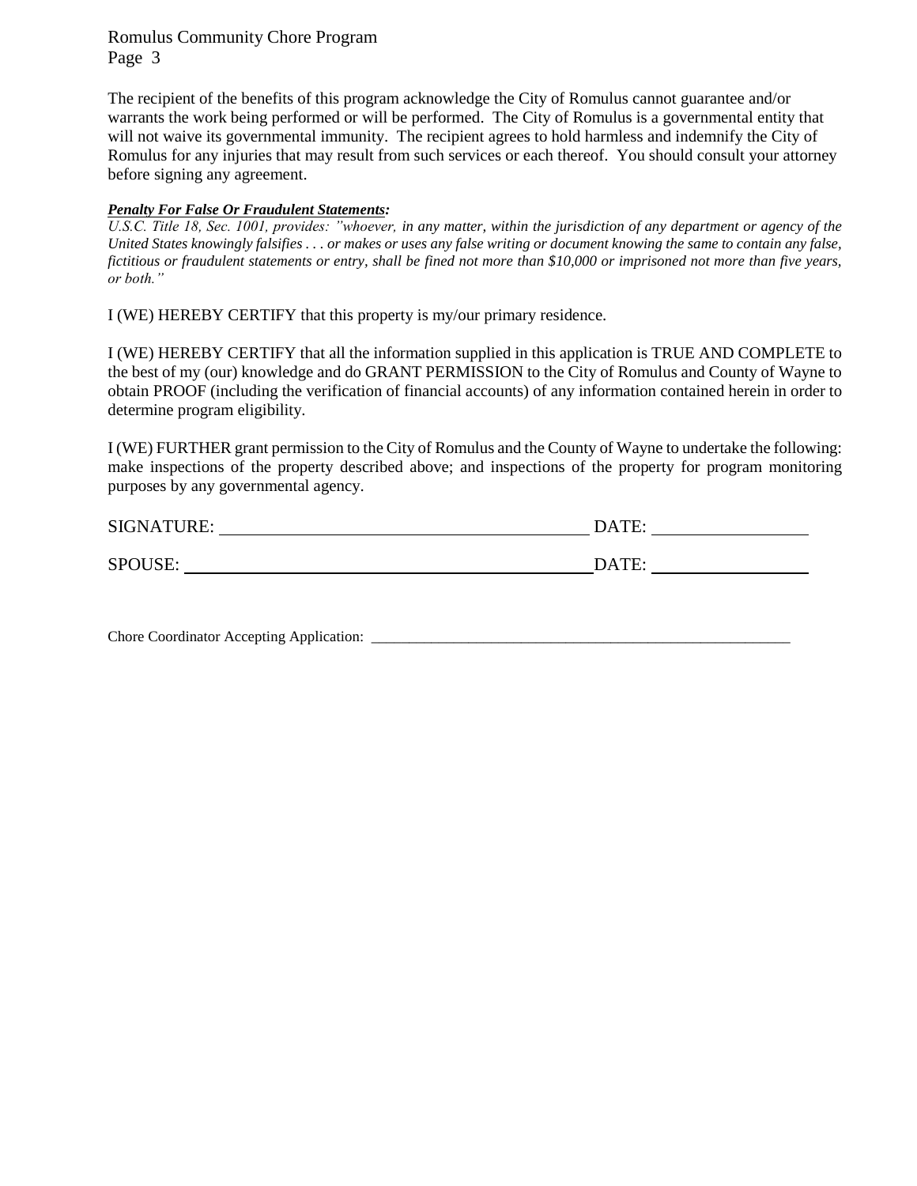The recipient of the benefits of this program acknowledge the City of Romulus cannot guarantee and/or warrants the work being performed or will be performed. The City of Romulus is a governmental entity that will not waive its governmental immunity. The recipient agrees to hold harmless and indemnify the City of Romulus for any injuries that may result from such services or each thereof. You should consult your attorney before signing any agreement.

***Penalty For False Or Fraudulent Statements:***

*U.S.C. Title 18, Sec. 1001, provides: "whoever, in any matter, within the jurisdiction of any department or agency of the United States knowingly falsifies . . . or makes or uses any false writing or document knowing the same to contain any false, fictitious or fraudulent statements or entry, shall be fined not more than $10,000 or imprisoned not more than five years, or both."*

I (WE) HEREBY CERTIFY that this property is my/our primary residence.

I (WE) HEREBY CERTIFY that all the information supplied in this application is TRUE AND COMPLETE to the best of my (our) knowledge and do GRANT PERMISSION to the City of Romulus and County of Wayne to obtain PROOF (including the verification of financial accounts) of any information contained herein in order to determine program eligibility.

I (WE) FURTHER grant permission to the City of Romulus and the County of Wayne to undertake the following: make inspections of the property described above; and inspections of the property for program monitoring purposes by any governmental agency.

SIGNATURE: ______________________________ DATE: ______________

SPOUSE: ______________________________ DATE: ______________

Chore Coordinator Accepting Application: ______________________________